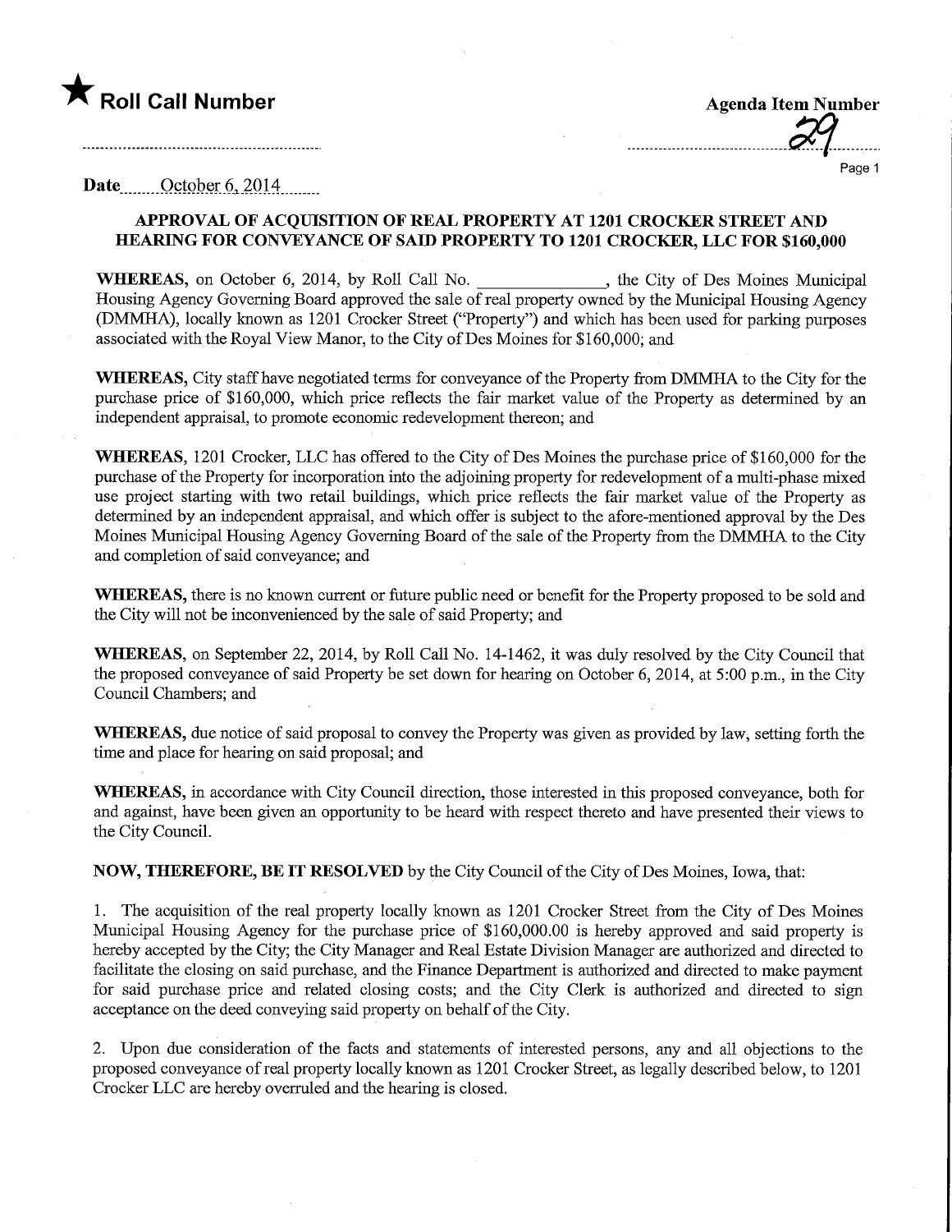★ **Roll Call Number**

**Agenda Item Number**

29

**Date** October 6, 2014

**APPROVAL OF ACQUISITION OF REAL PROPERTY AT 1201 CROCKER STREET AND HEARING FOR CONVEYANCE OF SAID PROPERTY TO 1201 CROCKER, LLC FOR $160,000**

**WHEREAS,** on October 6, 2014, by Roll Call No. ______________, the City of Des Moines Municipal Housing Agency Governing Board approved the sale of real property owned by the Municipal Housing Agency (DMMHA), locally known as 1201 Crocker Street ("Property") and which has been used for parking purposes associated with the Royal View Manor, to the City of Des Moines for $160,000; and

**WHEREAS,** City staff have negotiated terms for conveyance of the Property from DMMHA to the City for the purchase price of $160,000, which price reflects the fair market value of the Property as determined by an independent appraisal, to promote economic redevelopment thereon; and

**WHEREAS,** 1201 Crocker, LLC has offered to the City of Des Moines the purchase price of $160,000 for the purchase of the Property for incorporation into the adjoining property for redevelopment of a multi-phase mixed use project starting with two retail buildings, which price reflects the fair market value of the Property as determined by an independent appraisal, and which offer is subject to the afore-mentioned approval by the Des Moines Municipal Housing Agency Governing Board of the sale of the Property from the DMMHA to the City and completion of said conveyance; and

**WHEREAS,** there is no known current or future public need or benefit for the Property proposed to be sold and the City will not be inconvenienced by the sale of said Property; and

**WHEREAS,** on September 22, 2014, by Roll Call No. 14-1462, it was duly resolved by the City Council that the proposed conveyance of said Property be set down for hearing on October 6, 2014, at 5:00 p.m., in the City Council Chambers; and

**WHEREAS,** due notice of said proposal to convey the Property was given as provided by law, setting forth the time and place for hearing on said proposal; and

**WHEREAS,** in accordance with City Council direction, those interested in this proposed conveyance, both for and against, have been given an opportunity to be heard with respect thereto and have presented their views to the City Council.

**NOW, THEREFORE, BE IT RESOLVED** by the City Council of the City of Des Moines, Iowa, that:

1. The acquisition of the real property locally known as 1201 Crocker Street from the City of Des Moines Municipal Housing Agency for the purchase price of $160,000.00 is hereby approved and said property is hereby accepted by the City; the City Manager and Real Estate Division Manager are authorized and directed to facilitate the closing on said purchase, and the Finance Department is authorized and directed to make payment for said purchase price and related closing costs; and the City Clerk is authorized and directed to sign acceptance on the deed conveying said property on behalf of the City.

2. Upon due consideration of the facts and statements of interested persons, any and all objections to the proposed conveyance of real property locally known as 1201 Crocker Street, as legally described below, to 1201 Crocker LLC are hereby overruled and the hearing is closed.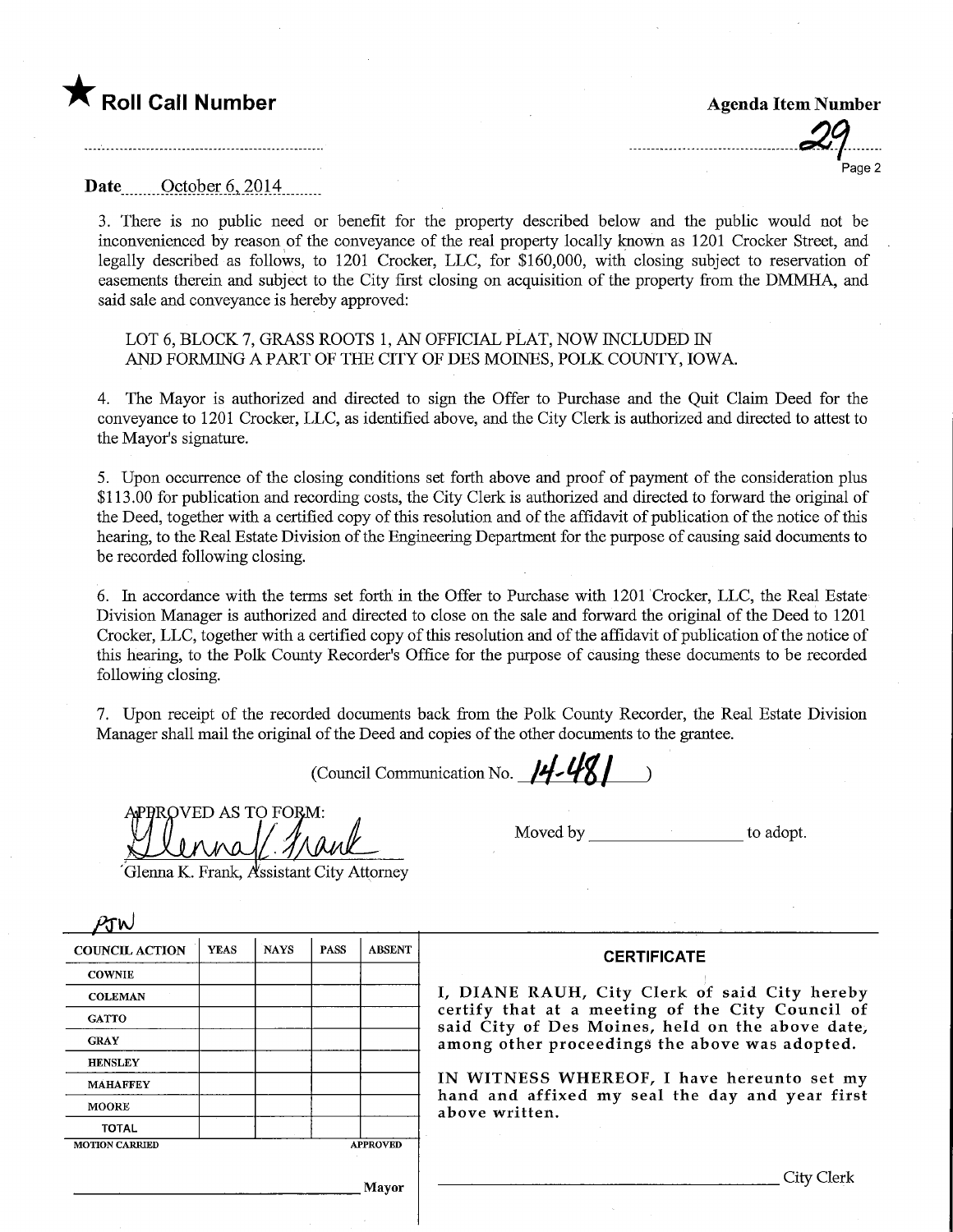★ **Roll Call Number**

**Agenda Item Number**

29

Date October 6, 2014

3. There is no public need or benefit for the property described below and the public would not be inconvenienced by reason of the conveyance of the real property locally known as 1201 Crocker Street, and legally described as follows, to 1201 Crocker, LLC, for $160,000, with closing subject to reservation of easements therein and subject to the City first closing on acquisition of the property from the DMMHA, and said sale and conveyance is hereby approved:

LOT 6, BLOCK 7, GRASS ROOTS 1, AN OFFICIAL PLAT, NOW INCLUDED IN AND FORMING A PART OF THE CITY OF DES MOINES, POLK COUNTY, IOWA.

4. The Mayor is authorized and directed to sign the Offer to Purchase and the Quit Claim Deed for the conveyance to 1201 Crocker, LLC, as identified above, and the City Clerk is authorized and directed to attest to the Mayor's signature.

5. Upon occurrence of the closing conditions set forth above and proof of payment of the consideration plus $113.00 for publication and recording costs, the City Clerk is authorized and directed to forward the original of the Deed, together with a certified copy of this resolution and of the affidavit of publication of the notice of this hearing, to the Real Estate Division of the Engineering Department for the purpose of causing said documents to be recorded following closing.

6. In accordance with the terms set forth in the Offer to Purchase with 1201 Crocker, LLC, the Real Estate Division Manager is authorized and directed to close on the sale and forward the original of the Deed to 1201 Crocker, LLC, together with a certified copy of this resolution and of the affidavit of publication of the notice of this hearing, to the Polk County Recorder's Office for the purpose of causing these documents to be recorded following closing.

7. Upon receipt of the recorded documents back from the Polk County Recorder, the Real Estate Division Manager shall mail the original of the Deed and copies of the other documents to the grantee.

(Council Communication No. 14-481 )

APPROVED AS TO FORM:

Glenna K. Frank, Assistant City Attorney

Moved by ________________ to adopt.

PJW

| COUNCIL ACTION | YEAS | NAYS | PASS | ABSENT |
|---|---|---|---|---|
| COWNIE | | | | |
| COLEMAN | | | | |
| GATTO | | | | |
| GRAY | | | | |
| HENSLEY | | | | |
| MAHAFFEY | | | | |
| MOORE | | | | |
| TOTAL | | | | |
| MOTION CARRIED | | | | APPROVED |

________________ Mayor

**CERTIFICATE**

I, DIANE RAUH, City Clerk of said City hereby certify that at a meeting of the City Council of said City of Des Moines, held on the above date, among other proceedings the above was adopted.

IN WITNESS WHEREOF, I have hereunto set my hand and affixed my seal the day and year first above written.

________________ City Clerk